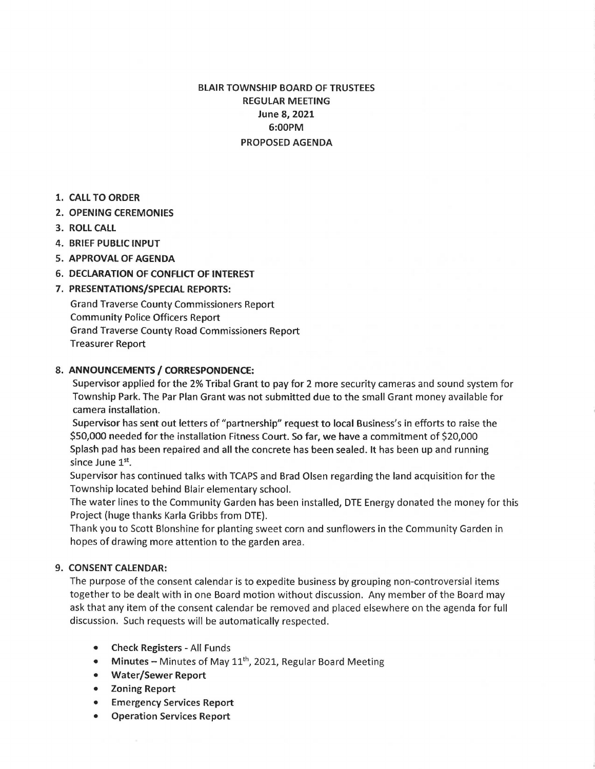**BLAIR TOWNSHIP BOARD OF TRUSTEES**
**REGULAR MEETING**
**June 8, 2021**
**6:00PM**
**PROPOSED AGENDA**

1. **CALL TO ORDER**
2. **OPENING CEREMONIES**
3. **ROLL CALL**
4. **BRIEF PUBLIC INPUT**
5. **APPROVAL OF AGENDA**
6. **DECLARATION OF CONFLICT OF INTEREST**
7. **PRESENTATIONS/SPECIAL REPORTS:**

   Grand Traverse County Commissioners Report
   Community Police Officers Report
   Grand Traverse County Road Commissioners Report
   Treasurer Report

8. **ANNOUNCEMENTS / CORRESPONDENCE:**

   Supervisor applied for the 2% Tribal Grant to pay for 2 more security cameras and sound system for Township Park. The Par Plan Grant was not submitted due to the small Grant money available for camera installation.

   Supervisor has sent out letters of "partnership" request to local Business's in efforts to raise the \$50,000 needed for the installation Fitness Court. So far, we have a commitment of \$20,000

   Splash pad has been repaired and all the concrete has been sealed. It has been up and running since June 1st.

   Supervisor has continued talks with TCAPS and Brad Olsen regarding the land acquisition for the Township located behind Blair elementary school.

   The water lines to the Community Garden has been installed, DTE Energy donated the money for this Project (huge thanks Karla Gribbs from DTE).

   Thank you to Scott Blonshine for planting sweet corn and sunflowers in the Community Garden in hopes of drawing more attention to the garden area.

9. **CONSENT CALENDAR:**

   The purpose of the consent calendar is to expedite business by grouping non-controversial items together to be dealt with in one Board motion without discussion. Any member of the Board may ask that any item of the consent calendar be removed and placed elsewhere on the agenda for full discussion. Such requests will be automatically respected.

   - **Check Registers** - All Funds
   - **Minutes** – Minutes of May 11th, 2021, Regular Board Meeting
   - **Water/Sewer Report**
   - **Zoning Report**
   - **Emergency Services Report**
   - **Operation Services Report**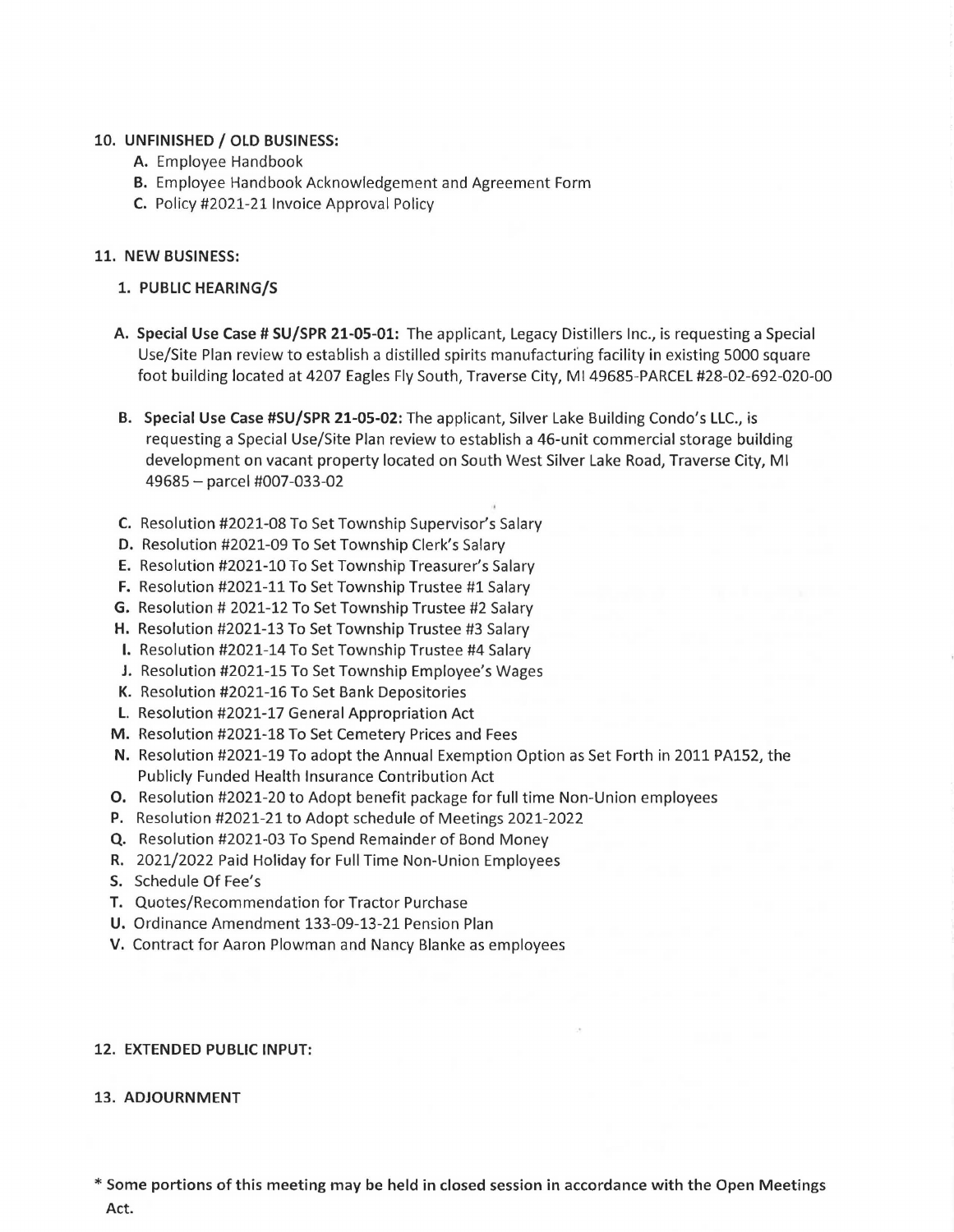**10. UNFINISHED / OLD BUSINESS:**

- **A.** Employee Handbook
- **B.** Employee Handbook Acknowledgement and Agreement Form
- **C.** Policy #2021-21 Invoice Approval Policy

**11. NEW BUSINESS:**

**1. PUBLIC HEARING/S**

- **A. Special Use Case # SU/SPR 21-05-01:** The applicant, Legacy Distillers Inc., is requesting a Special Use/Site Plan review to establish a distilled spirits manufacturing facility in existing 5000 square foot building located at 4207 Eagles Fly South, Traverse City, MI 49685-PARCEL #28-02-692-020-00

- **B. Special Use Case #SU/SPR 21-05-02:** The applicant, Silver Lake Building Condo's LLC., is requesting a Special Use/Site Plan review to establish a 46-unit commercial storage building development on vacant property located on South West Silver Lake Road, Traverse City, MI 49685 – parcel #007-033-02

- **C.** Resolution #2021-08 To Set Township Supervisor's Salary
- **D.** Resolution #2021-09 To Set Township Clerk's Salary
- **E.** Resolution #2021-10 To Set Township Treasurer's Salary
- **F.** Resolution #2021-11 To Set Township Trustee #1 Salary
- **G.** Resolution # 2021-12 To Set Township Trustee #2 Salary
- **H.** Resolution #2021-13 To Set Township Trustee #3 Salary
- **I.** Resolution #2021-14 To Set Township Trustee #4 Salary
- **J.** Resolution #2021-15 To Set Township Employee's Wages
- **K.** Resolution #2021-16 To Set Bank Depositories
- **L.** Resolution #2021-17 General Appropriation Act
- **M.** Resolution #2021-18 To Set Cemetery Prices and Fees
- **N.** Resolution #2021-19 To adopt the Annual Exemption Option as Set Forth in 2011 PA152, the Publicly Funded Health Insurance Contribution Act
- **O.** Resolution #2021-20 to Adopt benefit package for full time Non-Union employees
- **P.** Resolution #2021-21 to Adopt schedule of Meetings 2021-2022
- **Q.** Resolution #2021-03 To Spend Remainder of Bond Money
- **R.** 2021/2022 Paid Holiday for Full Time Non-Union Employees
- **S.** Schedule Of Fee's
- **T.** Quotes/Recommendation for Tractor Purchase
- **U.** Ordinance Amendment 133-09-13-21 Pension Plan
- **V.** Contract for Aaron Plowman and Nancy Blanke as employees

**12. EXTENDED PUBLIC INPUT:**

**13. ADJOURNMENT**

**\* Some portions of this meeting may be held in closed session in accordance with the Open Meetings Act.**